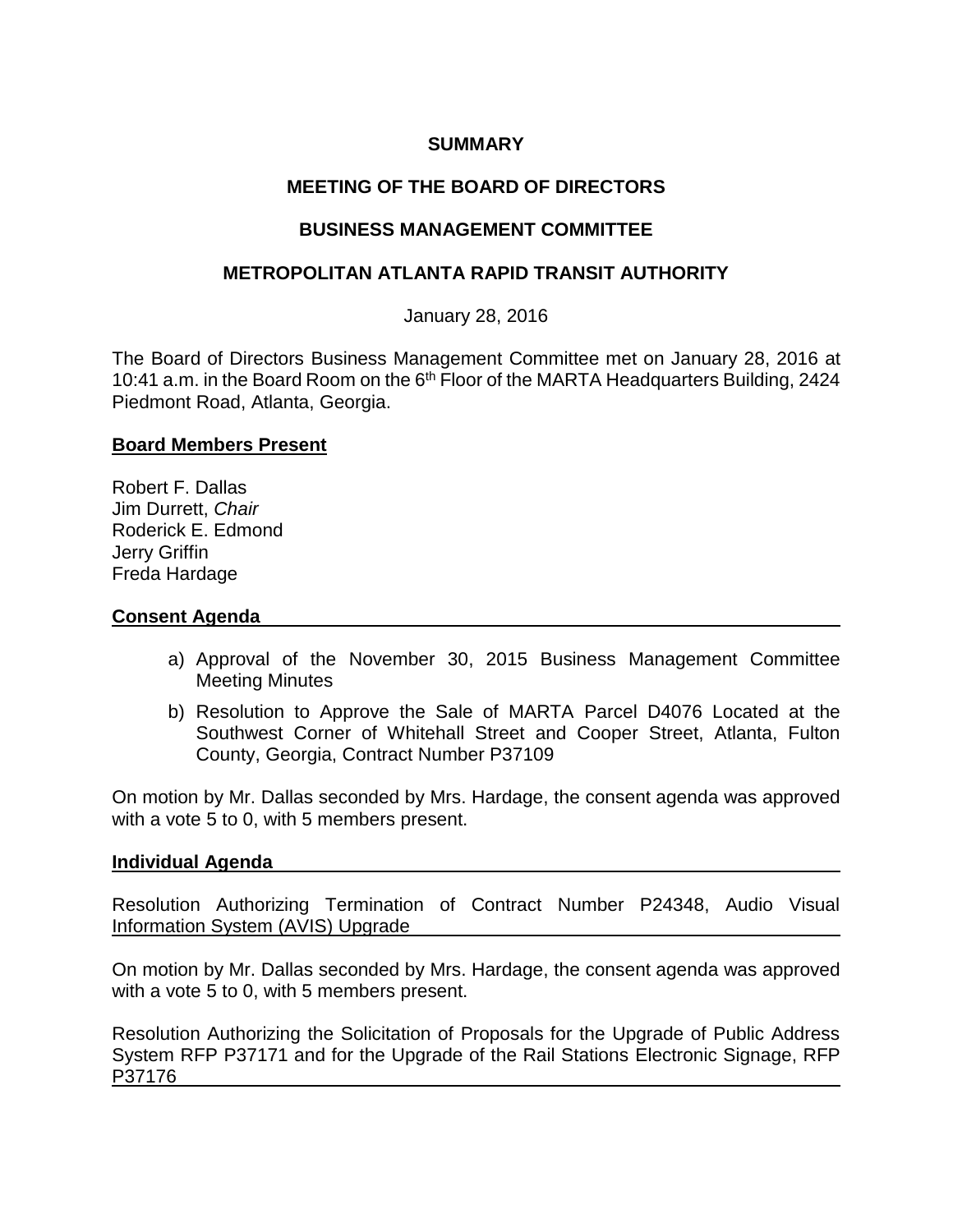**SUMMARY**

**MEETING OF THE BOARD OF DIRECTORS**

**BUSINESS MANAGEMENT COMMITTEE**

**METROPOLITAN ATLANTA RAPID TRANSIT AUTHORITY**

January 28, 2016

The Board of Directors Business Management Committee met on January 28, 2016 at 10:41 a.m. in the Board Room on the 6th Floor of the MARTA Headquarters Building, 2424 Piedmont Road, Atlanta, Georgia.

**Board Members Present**

Robert F. Dallas
Jim Durrett, *Chair*
Roderick E. Edmond
Jerry Griffin
Freda Hardage

**Consent Agenda**

a) Approval of the November 30, 2015 Business Management Committee Meeting Minutes
b) Resolution to Approve the Sale of MARTA Parcel D4076 Located at the Southwest Corner of Whitehall Street and Cooper Street, Atlanta, Fulton County, Georgia, Contract Number P37109

On motion by Mr. Dallas seconded by Mrs. Hardage, the consent agenda was approved with a vote 5 to 0, with 5 members present.

**Individual Agenda**

Resolution Authorizing Termination of Contract Number P24348, Audio Visual Information System (AVIS) Upgrade

On motion by Mr. Dallas seconded by Mrs. Hardage, the consent agenda was approved with a vote 5 to 0, with 5 members present.

Resolution Authorizing the Solicitation of Proposals for the Upgrade of Public Address System RFP P37171 and for the Upgrade of the Rail Stations Electronic Signage, RFP P37176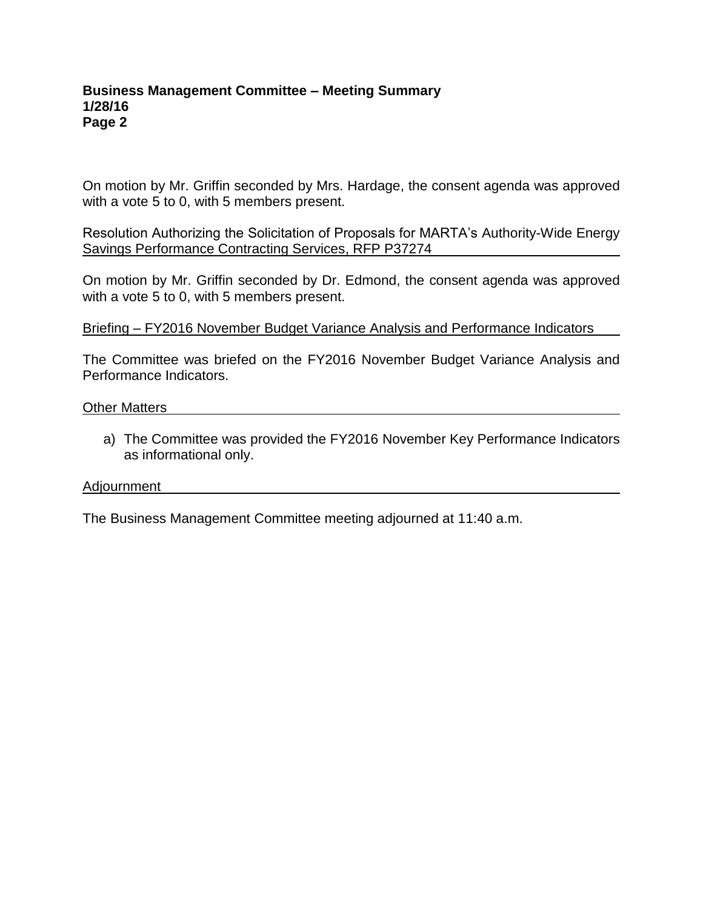On motion by Mr. Griffin seconded by Mrs. Hardage, the consent agenda was approved with a vote 5 to 0, with 5 members present.

Resolution Authorizing the Solicitation of Proposals for MARTA's Authority-Wide Energy Savings Performance Contracting Services, RFP P37274

On motion by Mr. Griffin seconded by Dr. Edmond, the consent agenda was approved with a vote 5 to 0, with 5 members present.

Briefing – FY2016 November Budget Variance Analysis and Performance Indicators

The Committee was briefed on the FY2016 November Budget Variance Analysis and Performance Indicators.

Other Matters

a) The Committee was provided the FY2016 November Key Performance Indicators as informational only.

Adjournment

The Business Management Committee meeting adjourned at 11:40 a.m.